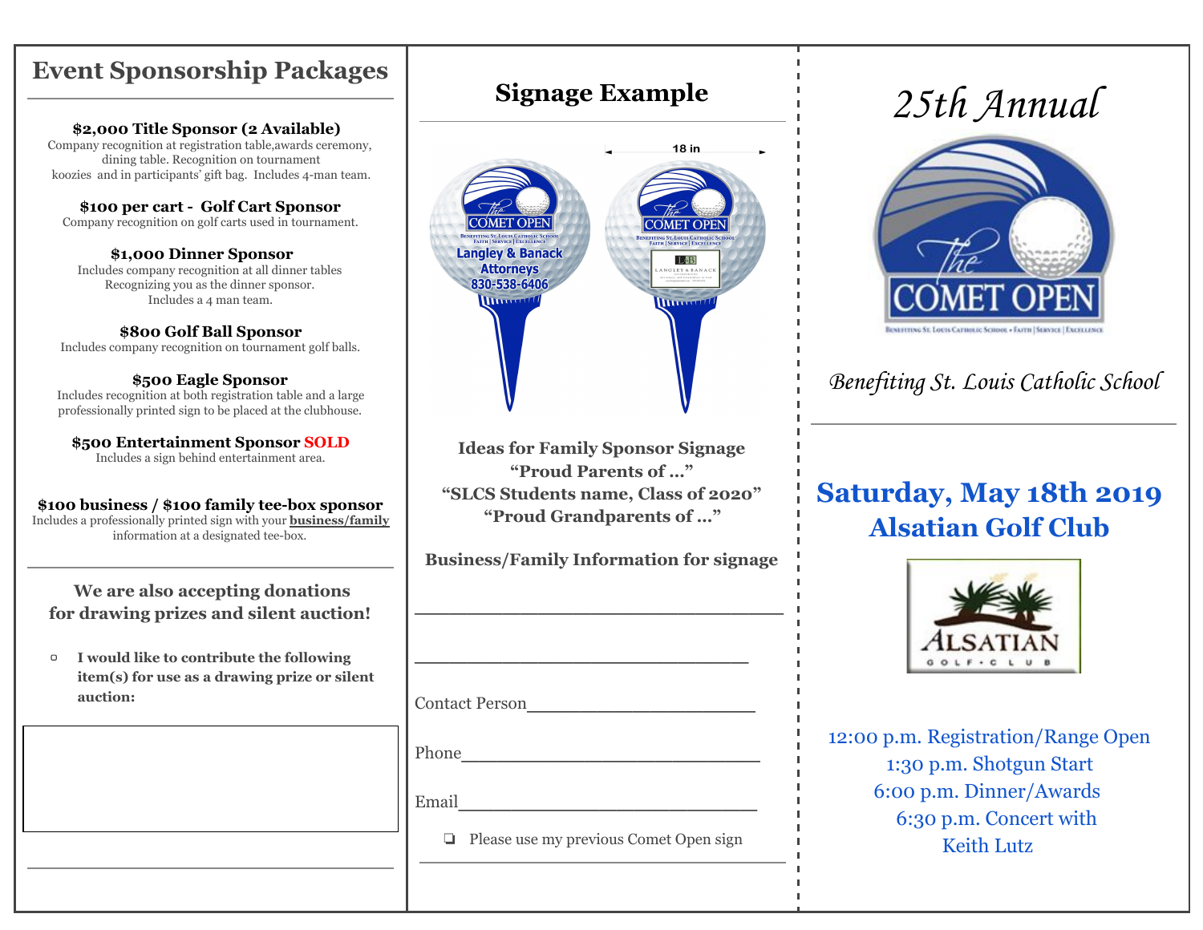## Event Sponsorship Packages

**$2,000 Title Sponsor (2 Available)**
Company recognition at registration table,awards ceremony, dining table. Recognition on tournament koozies and in participants' gift bag. Includes 4-man team.

**$100 per cart - Golf Cart Sponsor**
Company recognition on golf carts used in tournament.

**$1,000 Dinner Sponsor**
Includes company recognition at all dinner tables Recognizing you as the dinner sponsor. Includes a 4 man team.

**$800 Golf Ball Sponsor**
Includes company recognition on tournament golf balls.

**$500 Eagle Sponsor**
Includes recognition at both registration table and a large professionally printed sign to be placed at the clubhouse.

**$500 Entertainment Sponsor SOLD**
Includes a sign behind entertainment area.

**$100 business / $100 family tee-box sponsor**
Includes a professionally printed sign with your **business/family** information at a designated tee-box.

---

**We are also accepting donations for drawing prizes and silent auction!**

- ▢ **I would like to contribute the following item(s) for use as a drawing prize or silent auction:**

---

## Signage Example

18 in

The COMET OPEN
Benefiting St. Louis Catholic School
Faith | Service | Excellence
Langley & Banack Attorneys 830-538-6406

**Ideas for Family Sponsor Signage**
**"Proud Parents of ..."**
**"SLCS Students name, Class of 2020"**
**"Proud Grandparents of ..."**

**Business/Family Information for signage**

______________________________________

______________________________________

Contact Person______________________

Phone______________________________

Email______________________________

❏ Please use my previous Comet Open sign

---

# *25th Annual*

The COMET OPEN
Benefiting St. Louis Catholic School • Faith | Service | Excellence

*Benefiting St. Louis Catholic School*

## Saturday, May 18th 2019
## Alsatian Golf Club

ALSATIAN GOLF • CLUB

12:00 p.m. Registration/Range Open
1:30 p.m. Shotgun Start
6:00 p.m. Dinner/Awards
6:30 p.m. Concert with Keith Lutz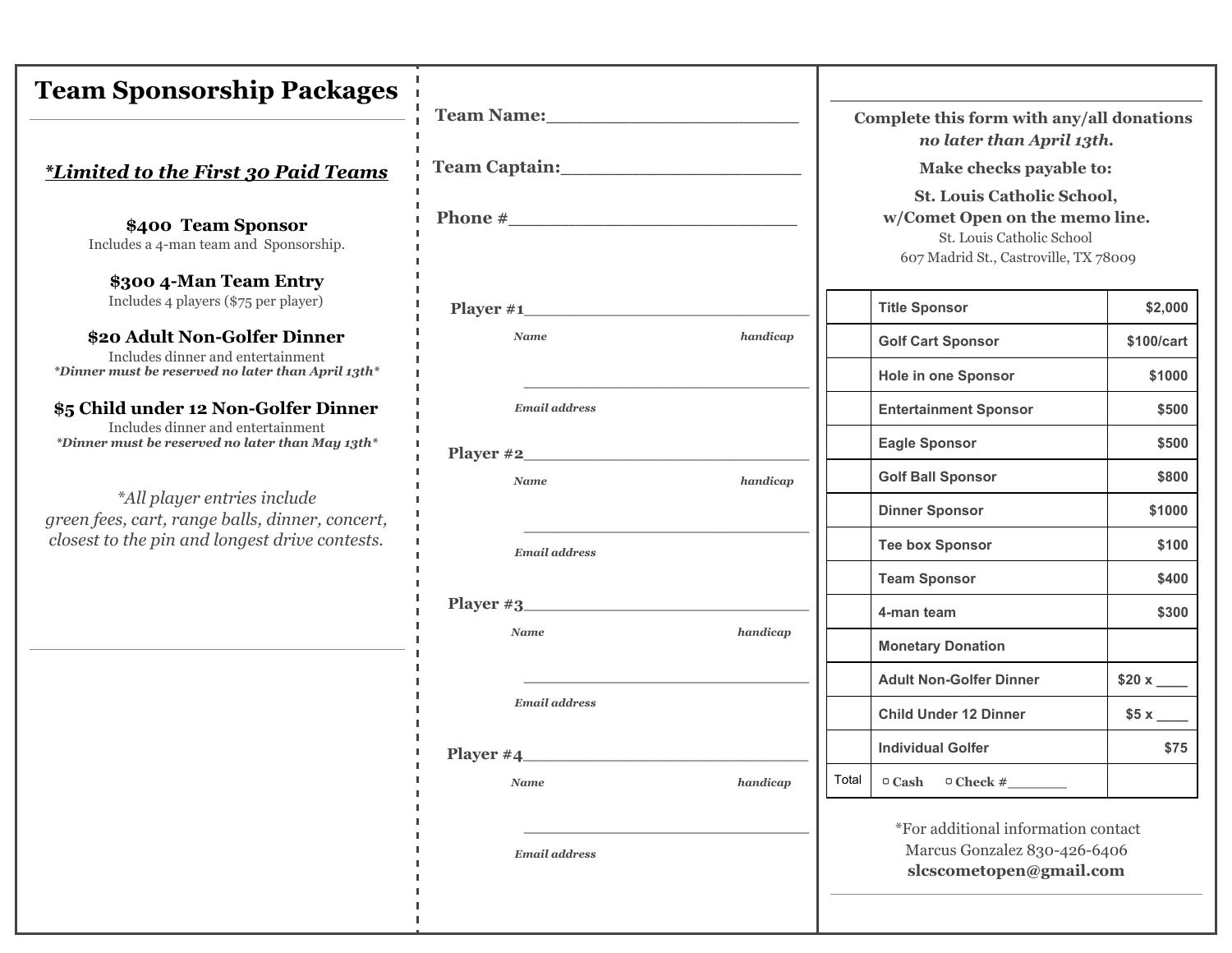# Team Sponsorship Packages

***Limited to the First 30 Paid Teams***

**$400 Team Sponsor**
Includes a 4-man team and Sponsorship.

**$300 4-Man Team Entry**
Includes 4 players ($75 per player)

**$20 Adult Non-Golfer Dinner**
Includes dinner and entertainment
***Dinner must be reserved no later than April 13th***

**$5 Child under 12 Non-Golfer Dinner**
Includes dinner and entertainment
***Dinner must be reserved no later than May 13th***

*\*All player entries include green fees, cart, range balls, dinner, concert, closest to the pin and longest drive contests.*

**Team Name:**______________________

**Team Captain:**______________________

**Phone #**______________________

**Player #1**______________________

*Name* *handicap*

______________________

*Email address*

**Player #2**______________________

*Name* *handicap*

______________________

*Email address*

**Player #3**______________________

*Name* *handicap*

______________________

*Email address*

**Player #4**______________________

*Name* *handicap*

______________________

*Email address*

**Complete this form with any/all donations *no later than April 13th.***

**Make checks payable to:**

**St. Louis Catholic School, w/Comet Open on the memo line.**

St. Louis Catholic School
607 Madrid St., Castroville, TX 78009

| | | |
|---|---|---|
| | Title Sponsor | $2,000 |
| | Golf Cart Sponsor | $100/cart |
| | Hole in one Sponsor | $1000 |
| | Entertainment Sponsor | $500 |
| | Eagle Sponsor | $500 |
| | Golf Ball Sponsor | $800 |
| | Dinner Sponsor | $1000 |
| | Tee box Sponsor | $100 |
| | Team Sponsor | $400 |
| | 4-man team | $300 |
| | Monetary Donation | |
| | Adult Non-Golfer Dinner | $20 x ____ |
| | Child Under 12 Dinner | $5 x ____ |
| | Individual Golfer | $75 |
| Total | ▢ Cash ▢ Check #________ | |

\*For additional information contact
Marcus Gonzalez 830-426-6406
**slcscometopen@gmail.com**